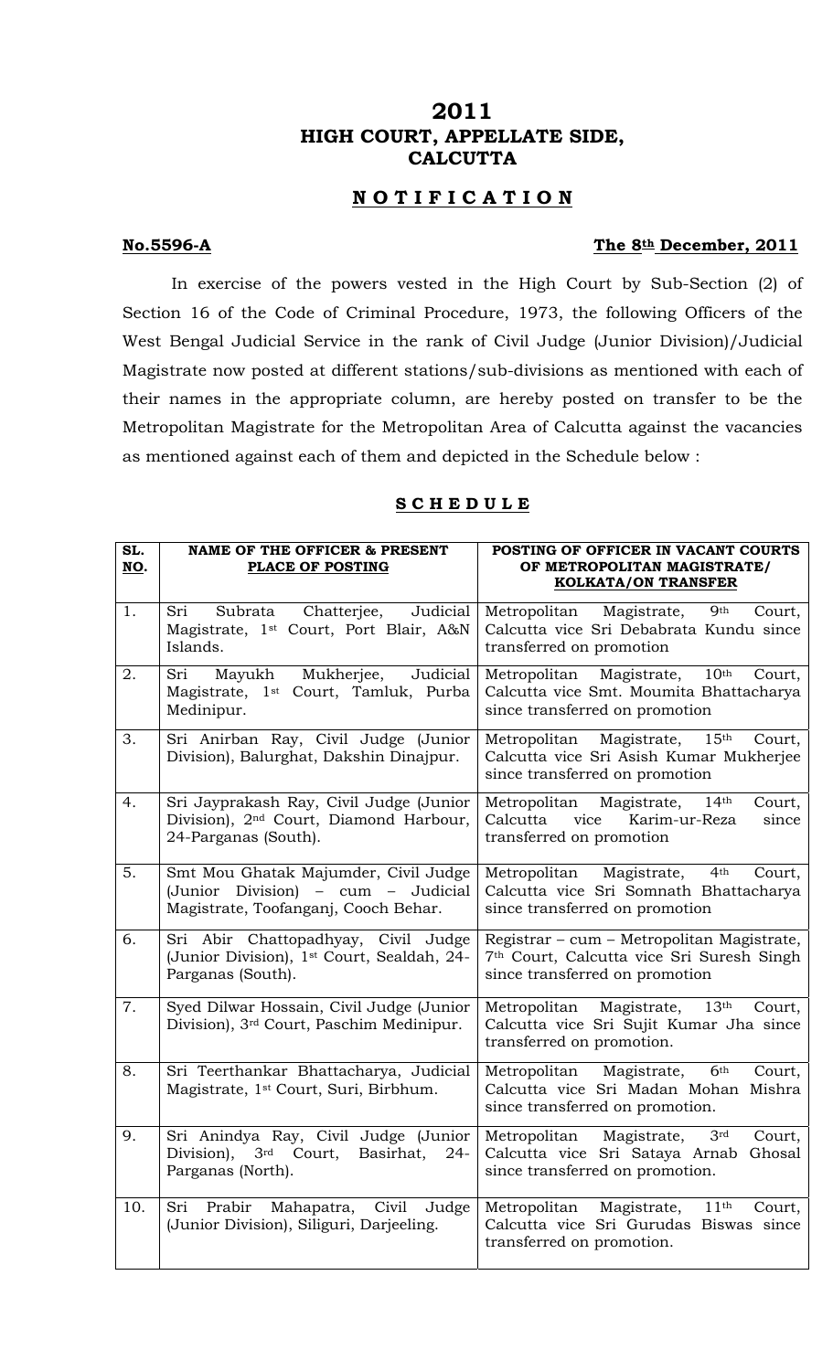# 2011
# HIGH COURT, APPELLATE SIDE, CALCUTTA

## N O T I F I C A T I O N

**No.5596-A** **The 8th December, 2011**

In exercise of the powers vested in the High Court by Sub-Section (2) of Section 16 of the Code of Criminal Procedure, 1973, the following Officers of the West Bengal Judicial Service in the rank of Civil Judge (Junior Division)/Judicial Magistrate now posted at different stations/sub-divisions as mentioned with each of their names in the appropriate column, are hereby posted on transfer to be the Metropolitan Magistrate for the Metropolitan Area of Calcutta against the vacancies as mentioned against each of them and depicted in the Schedule below :

## S C H E D U L E

| SL. NO. | NAME OF THE OFFICER & PRESENT PLACE OF POSTING | POSTING OF OFFICER IN VACANT COURTS OF METROPOLITAN MAGISTRATE/ KOLKATA/ON TRANSFER |
|---|---|---|
| 1. | Sri Subrata Chatterjee, Judicial Magistrate, 1st Court, Port Blair, A&N Islands. | Metropolitan Magistrate, 9th Court, Calcutta vice Sri Debabrata Kundu since transferred on promotion |
| 2. | Sri Mayukh Mukherjee, Judicial Magistrate, 1st Court, Tamluk, Purba Medinipur. | Metropolitan Magistrate, 10th Court, Calcutta vice Smt. Moumita Bhattacharya since transferred on promotion |
| 3. | Sri Anirban Ray, Civil Judge (Junior Division), Balurghat, Dakshin Dinajpur. | Metropolitan Magistrate, 15th Court, Calcutta vice Sri Asish Kumar Mukherjee since transferred on promotion |
| 4. | Sri Jayprakash Ray, Civil Judge (Junior Division), 2nd Court, Diamond Harbour, 24-Parganas (South). | Metropolitan Magistrate, 14th Court, Calcutta vice Karim-ur-Reza since transferred on promotion |
| 5. | Smt Mou Ghatak Majumder, Civil Judge (Junior Division) – cum – Judicial Magistrate, Toofanganj, Cooch Behar. | Metropolitan Magistrate, 4th Court, Calcutta vice Sri Somnath Bhattacharya since transferred on promotion |
| 6. | Sri Abir Chattopadhyay, Civil Judge (Junior Division), 1st Court, Sealdah, 24-Parganas (South). | Registrar – cum – Metropolitan Magistrate, 7th Court, Calcutta vice Sri Suresh Singh since transferred on promotion |
| 7. | Syed Dilwar Hossain, Civil Judge (Junior Division), 3rd Court, Paschim Medinipur. | Metropolitan Magistrate, 13th Court, Calcutta vice Sri Sujit Kumar Jha since transferred on promotion. |
| 8. | Sri Teerthankar Bhattacharya, Judicial Magistrate, 1st Court, Suri, Birbhum. | Metropolitan Magistrate, 6th Court, Calcutta vice Sri Madan Mohan Mishra since transferred on promotion. |
| 9. | Sri Anindya Ray, Civil Judge (Junior Division), 3rd Court, Basirhat, 24-Parganas (North). | Metropolitan Magistrate, 3rd Court, Calcutta vice Sri Sataya Arnab Ghosal since transferred on promotion. |
| 10. | Sri Prabir Mahapatra, Civil Judge (Junior Division), Siliguri, Darjeeling. | Metropolitan Magistrate, 11th Court, Calcutta vice Sri Gurudas Biswas since transferred on promotion. |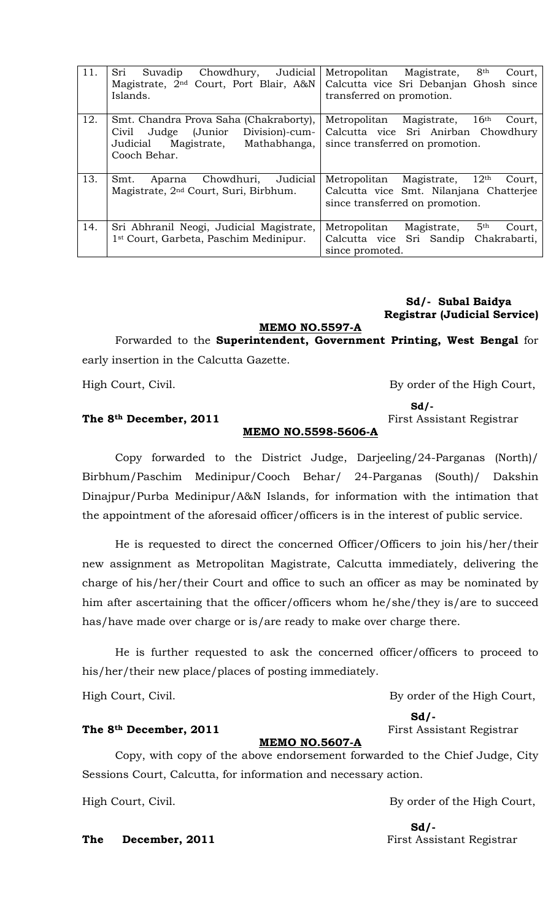| | | |
|---|---|---|
| 11. | Sri Suvadip Chowdhury, Judicial Magistrate, 2nd Court, Port Blair, A&N Islands. | Metropolitan Magistrate, 8th Court, Calcutta vice Sri Debanjan Ghosh since transferred on promotion. |
| 12. | Smt. Chandra Prova Saha (Chakraborty), Civil Judge (Junior Division)-cum-Judicial Magistrate, Mathabhanga, Cooch Behar. | Metropolitan Magistrate, 16th Court, Calcutta vice Sri Anirban Chowdhury since transferred on promotion. |
| 13. | Smt. Aparna Chowdhuri, Judicial Magistrate, 2nd Court, Suri, Birbhum. | Metropolitan Magistrate, 12th Court, Calcutta vice Smt. Nilanjana Chatterjee since transferred on promotion. |
| 14. | Sri Abhranil Neogi, Judicial Magistrate, 1st Court, Garbeta, Paschim Medinipur. | Metropolitan Magistrate, 5th Court, Calcutta vice Sri Sandip Chakrabarti, since promoted. |

**Sd/- Subal Baidya**
**Registrar (Judicial Service)**

**MEMO NO.5597-A**

Forwarded to the **Superintendent, Government Printing, West Bengal** for early insertion in the Calcutta Gazette.

High Court, Civil. By order of the High Court,

Sd/-

**The 8th December, 2011** First Assistant Registrar

**MEMO NO.5598-5606-A**

Copy forwarded to the District Judge, Darjeeling/24-Parganas (North)/ Birbhum/Paschim Medinipur/Cooch Behar/ 24-Parganas (South)/ Dakshin Dinajpur/Purba Medinipur/A&N Islands, for information with the intimation that the appointment of the aforesaid officer/officers is in the interest of public service.

He is requested to direct the concerned Officer/Officers to join his/her/their new assignment as Metropolitan Magistrate, Calcutta immediately, delivering the charge of his/her/their Court and office to such an officer as may be nominated by him after ascertaining that the officer/officers whom he/she/they is/are to succeed has/have made over charge or is/are ready to make over charge there.

He is further requested to ask the concerned officer/officers to proceed to his/her/their new place/places of posting immediately.

High Court, Civil. By order of the High Court,

Sd/-

**The 8th December, 2011** First Assistant Registrar

**MEMO NO.5607-A**

Copy, with copy of the above endorsement forwarded to the Chief Judge, City Sessions Court, Calcutta, for information and necessary action.

High Court, Civil. By order of the High Court,

Sd/-

**The December, 2011** First Assistant Registrar